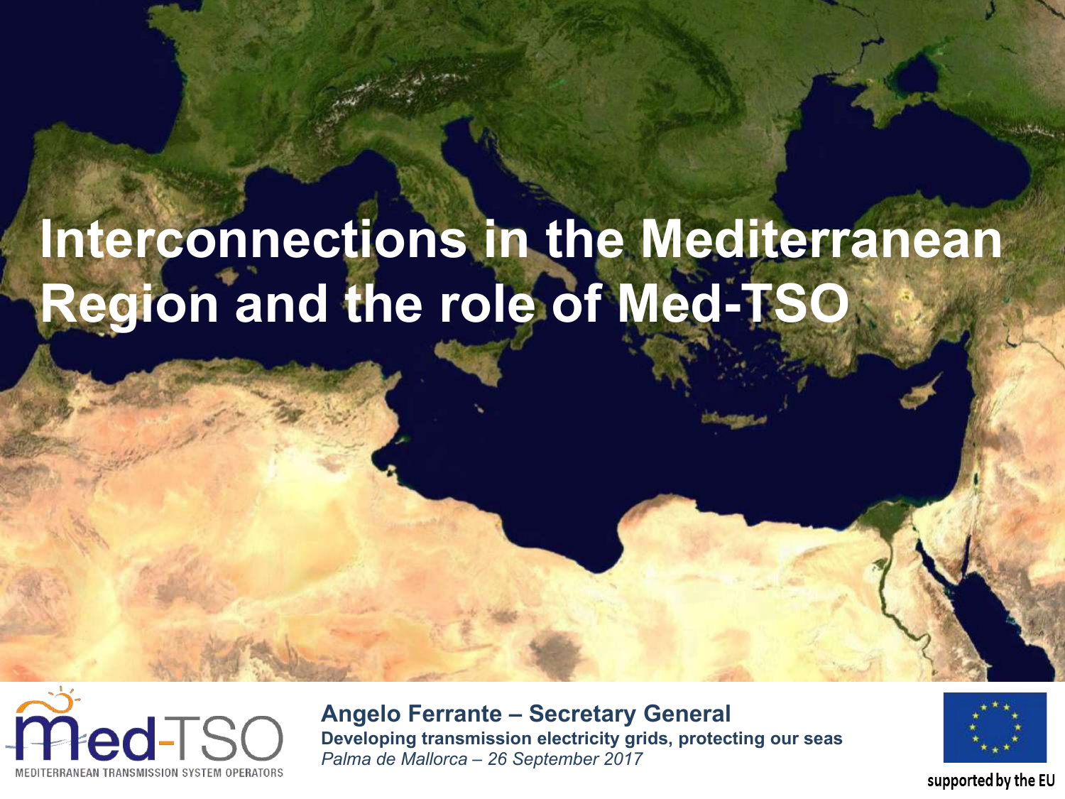# Interconnections in the Mediterranean Region and the role of Med-TSO

Med-TSO
MEDITERRANEAN TRANSMISSION SYSTEM OPERATORS

**Angelo Ferrante – Secretary General**
**Developing transmission electricity grids, protecting our seas**
*Palma de Mallorca – 26 September 2017*

supported by the EU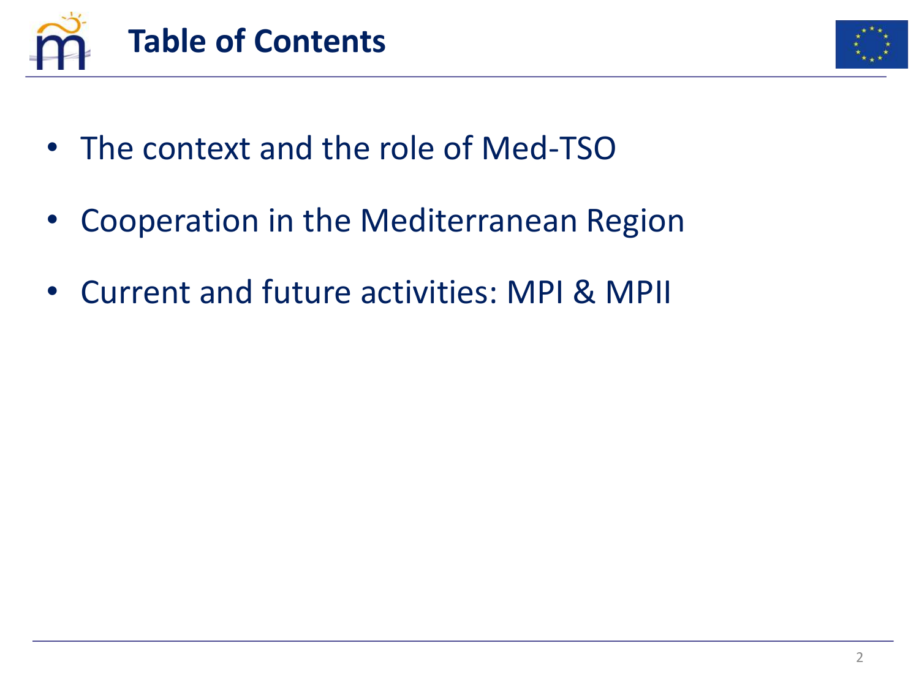# Table of Contents

- The context and the role of Med-TSO
- Cooperation in the Mediterranean Region
- Current and future activities: MPI & MPII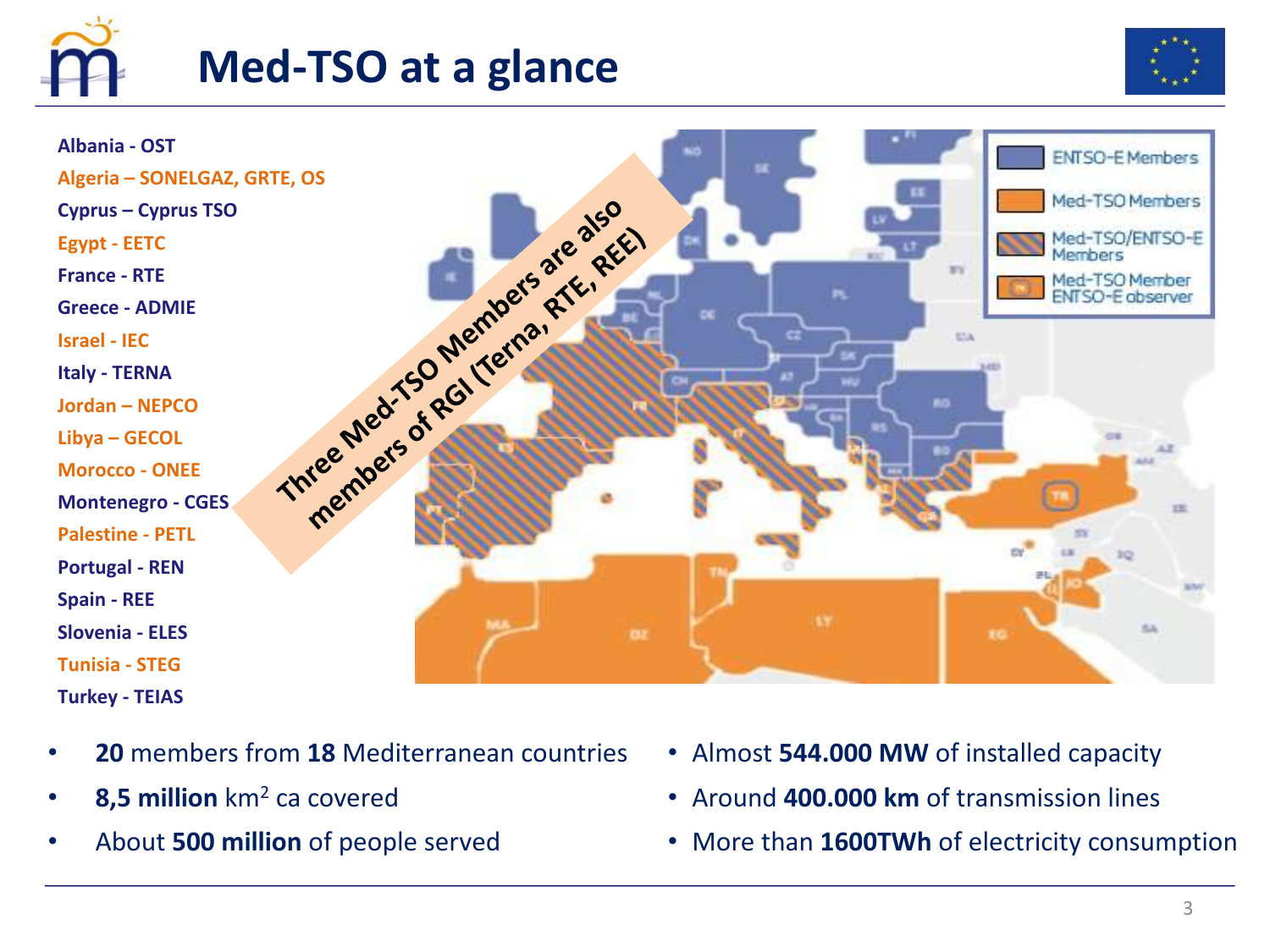# Med-TSO at a glance

- Albania - OST
- Algeria – SONELGAZ, GRTE, OS
- Cyprus – Cyprus TSO
- Egypt - EETC
- France - RTE
- Greece - ADMIE
- Israel - IEC
- Italy - TERNA
- Jordan – NEPCO
- Libya – GECOL
- Morocco - ONEE
- Montenegro - CGES
- Palestine - PETL
- Portugal - REN
- Spain - REE
- Slovenia - ELES
- Tunisia - STEG
- Turkey - TEIAS

Three Med-TSO Members are also members of RGI (Terna, RTE, REE)

- ENTSO-E Members
- Med-TSO Members
- Med-TSO/ENTSO-E Members
- Med-TSO Member ENTSO-E observer

- **20** members from **18** Mediterranean countries
- **8,5 million** km$^2$ ca covered
- About **500 million** of people served
- Almost **544.000 MW** of installed capacity
- Around **400.000 km** of transmission lines
- More than **1600TWh** of electricity consumption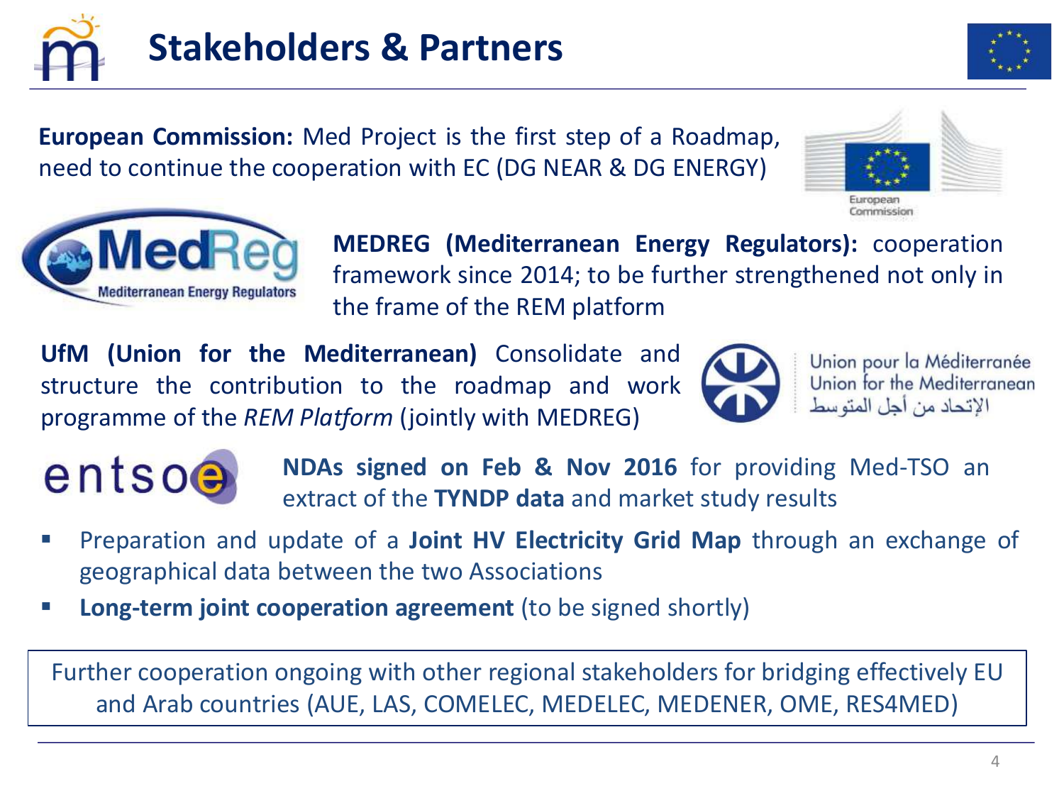# Stakeholders & Partners

**European Commission:** Med Project is the first step of a Roadmap, need to continue the cooperation with EC (DG NEAR & DG ENERGY)

European Commission

MedReg Mediterranean Energy Regulators

**MEDREG (Mediterranean Energy Regulators):** cooperation framework since 2014; to be further strengthened not only in the frame of the REM platform

**UfM (Union for the Mediterranean)** Consolidate and structure the contribution to the roadmap and work programme of the *REM Platform* (jointly with MEDREG)

Union pour la Méditerranée
Union for the Mediterranean
الإتحاد من أجل المتوسط

entsoe

**NDAs signed on Feb & Nov 2016** for providing Med-TSO an extract of the **TYNDP data** and market study results

- Preparation and update of a **Joint HV Electricity Grid Map** through an exchange of geographical data between the two Associations
- **Long-term joint cooperation agreement** (to be signed shortly)

Further cooperation ongoing with other regional stakeholders for bridging effectively EU and Arab countries (AUE, LAS, COMELEC, MEDELEC, MEDENER, OME, RES4MED)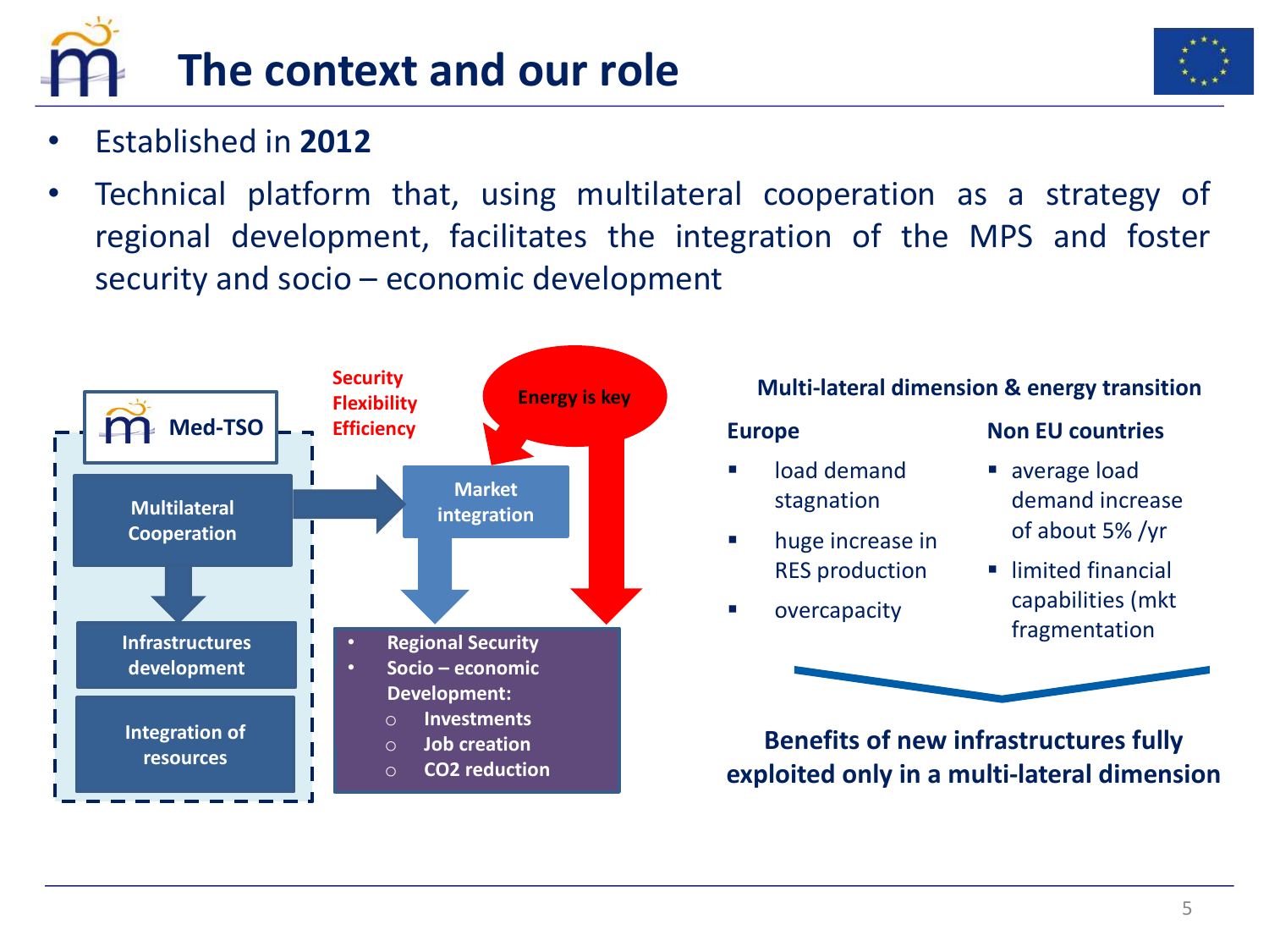# The context and our role

- Established in **2012**
- Technical platform that, using multilateral cooperation as a strategy of regional development, facilitates the integration of the MPS and foster security and socio – economic development

**Med-TSO**

**Multilateral Cooperation**

**Infrastructures development**

**Integration of resources**

**Security**
**Flexibility**
**Efficiency**

**Energy is key**

**Market integration**

- **Regional Security**
- **Socio – economic Development:**
  - **Investments**
  - **Job creation**
  - **$CO_2$ reduction**

**Multi-lateral dimension & energy transition**

**Europe**

- load demand stagnation
- huge increase in RES production
- overcapacity

**Non EU countries**

- average load demand increase of about 5% /yr
- limited financial capabilities (mkt fragmentation

**Benefits of new infrastructures fully exploited only in a multi-lateral dimension**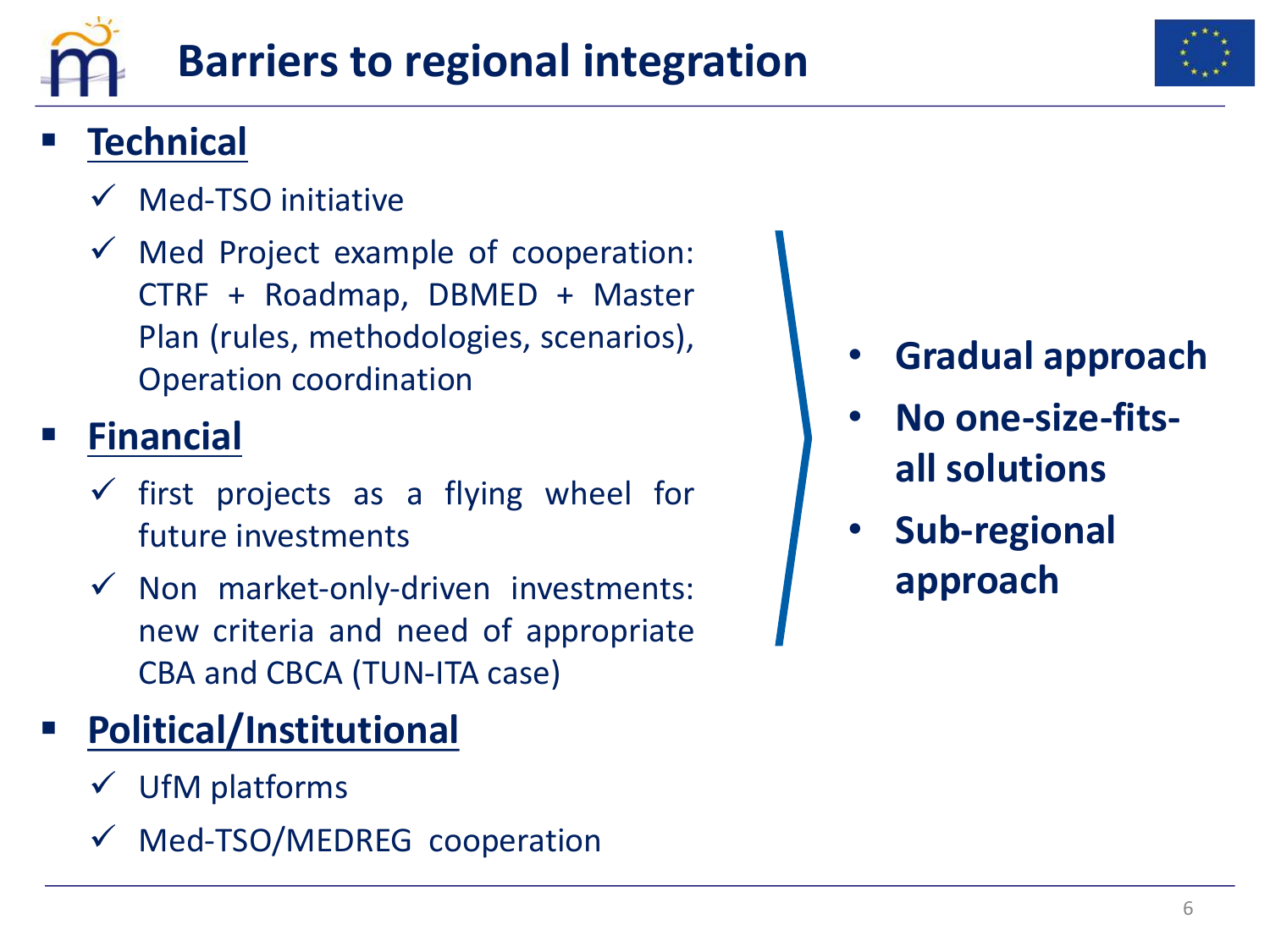# Barriers to regional integration

- **Technical**
  - ✓ Med-TSO initiative
  - ✓ Med Project example of cooperation: CTRF + Roadmap, DBMED + Master Plan (rules, methodologies, scenarios), Operation coordination
- **Financial**
  - ✓ first projects as a flying wheel for future investments
  - ✓ Non market-only-driven investments: new criteria and need of appropriate CBA and CBCA (TUN-ITA case)
- **Political/Institutional**
  - ✓ UfM platforms
  - ✓ Med-TSO/MEDREG cooperation

- **Gradual approach**
- **No one-size-fits-all solutions**
- **Sub-regional approach**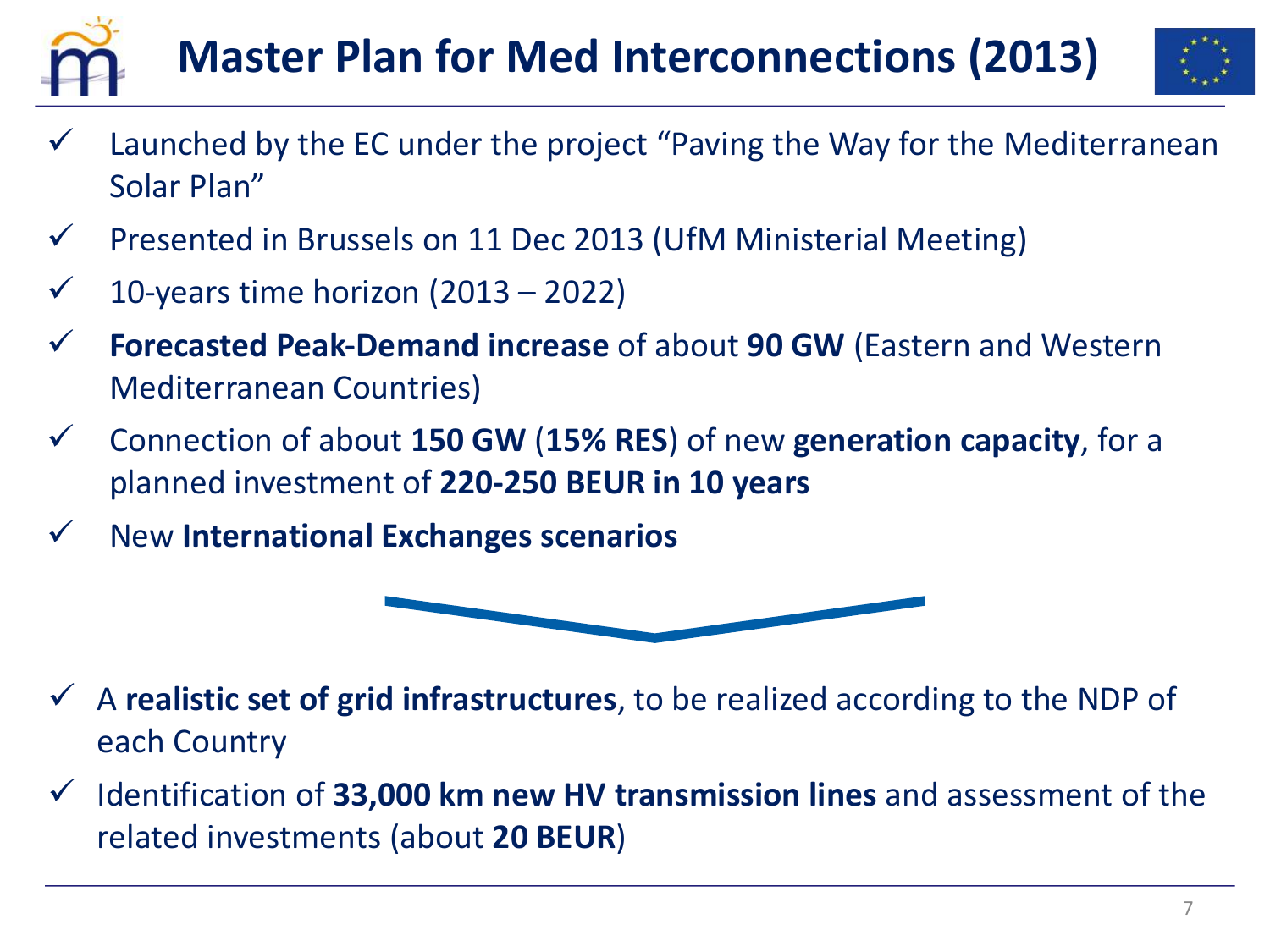# Master Plan for Med Interconnections (2013)

- ✓ Launched by the EC under the project "Paving the Way for the Mediterranean Solar Plan"
- ✓ Presented in Brussels on 11 Dec 2013 (UfM Ministerial Meeting)
- ✓ 10-years time horizon (2013 – 2022)
- ✓ **Forecasted Peak-Demand increase** of about **90 GW** (Eastern and Western Mediterranean Countries)
- ✓ Connection of about **150 GW** (**15% RES**) of new **generation capacity**, for a planned investment of **220-250 BEUR in 10 years**
- ✓ New **International Exchanges scenarios**

---

- ✓ A **realistic set of grid infrastructures**, to be realized according to the NDP of each Country
- ✓ Identification of **33,000 km new HV transmission lines** and assessment of the related investments (about **20 BEUR**)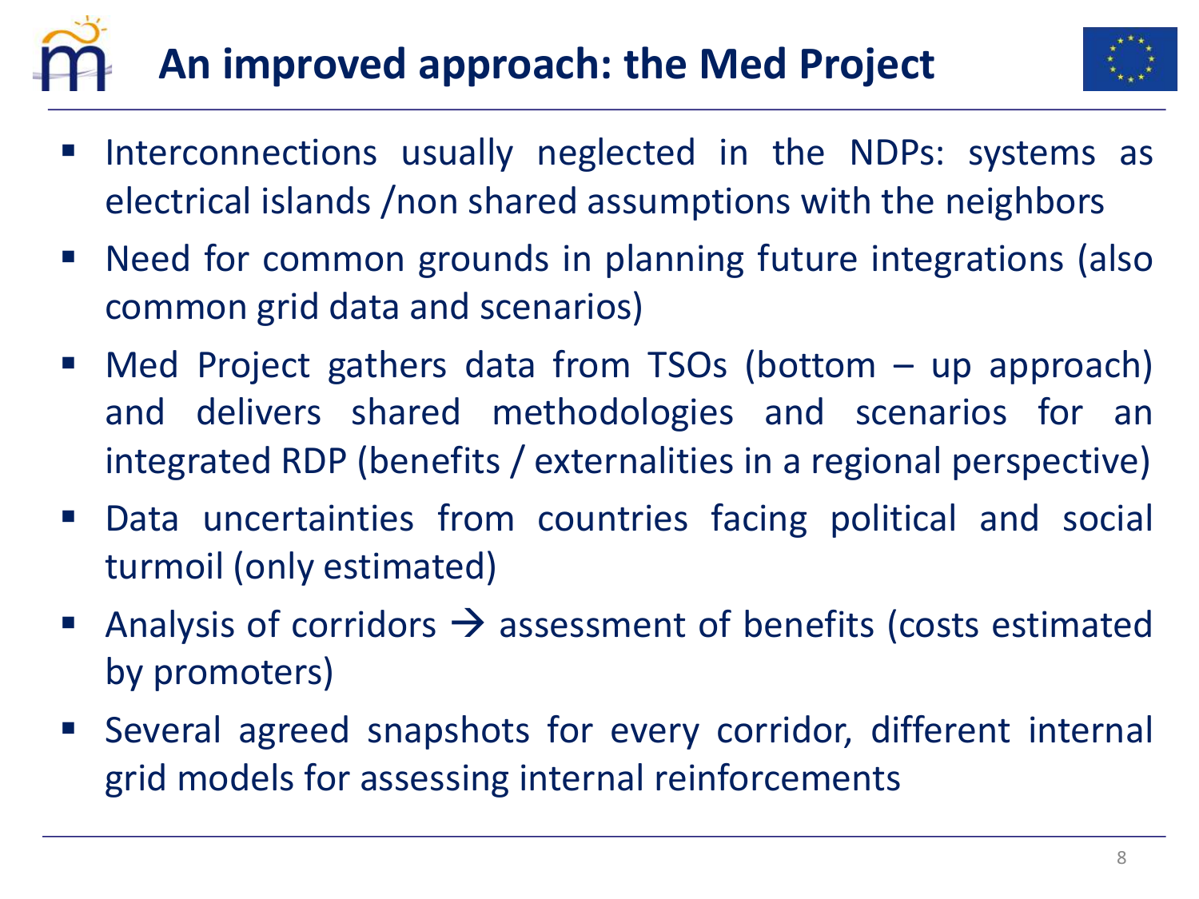# An improved approach: the Med Project

- Interconnections usually neglected in the NDPs: systems as electrical islands /non shared assumptions with the neighbors
- Need for common grounds in planning future integrations (also common grid data and scenarios)
- Med Project gathers data from TSOs (bottom – up approach) and delivers shared methodologies and scenarios for an integrated RDP (benefits / externalities in a regional perspective)
- Data uncertainties from countries facing political and social turmoil (only estimated)
- Analysis of corridors → assessment of benefits (costs estimated by promoters)
- Several agreed snapshots for every corridor, different internal grid models for assessing internal reinforcements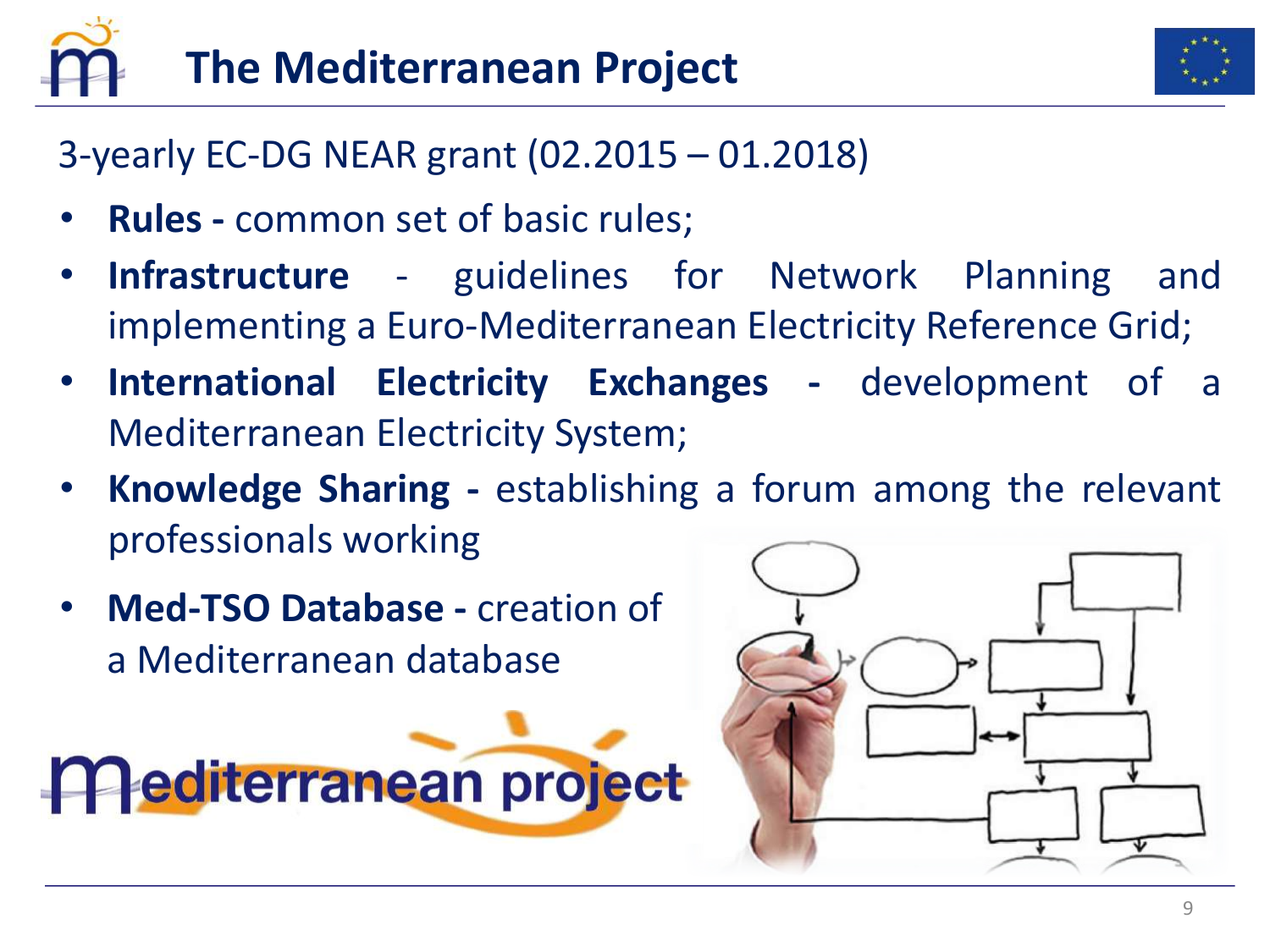# The Mediterranean Project

3-yearly EC-DG NEAR grant (02.2015 – 01.2018)

- **Rules -** common set of basic rules;
- **Infrastructure** - guidelines for Network Planning and implementing a Euro-Mediterranean Electricity Reference Grid;
- **International Electricity Exchanges -** development of a Mediterranean Electricity System;
- **Knowledge Sharing -** establishing a forum among the relevant professionals working
- **Med-TSO Database -** creation of a Mediterranean database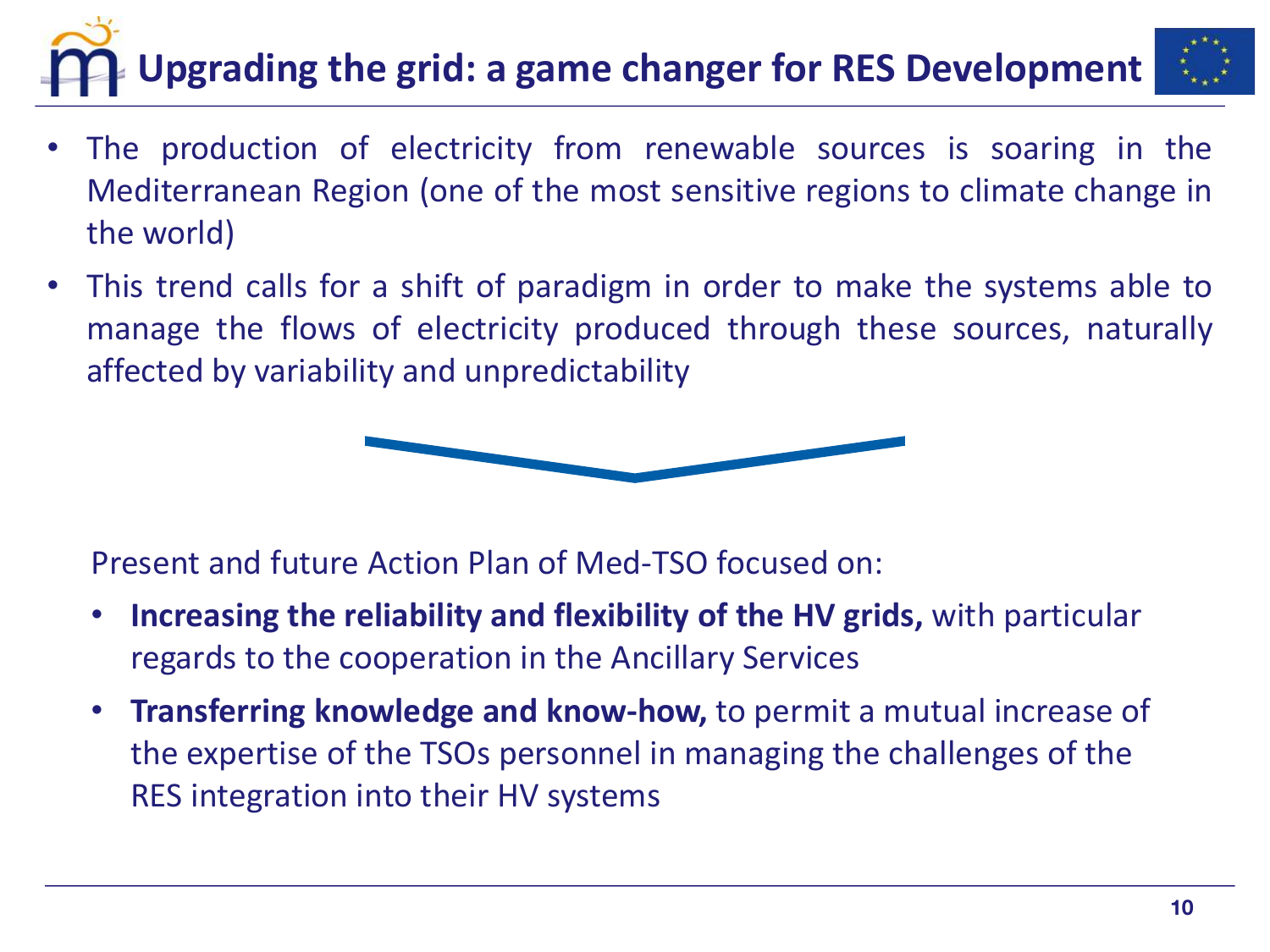# Upgrading the grid: a game changer for RES Development

- The production of electricity from renewable sources is soaring in the Mediterranean Region (one of the most sensitive regions to climate change in the world)
- This trend calls for a shift of paradigm in order to make the systems able to manage the flows of electricity produced through these sources, naturally affected by variability and unpredictability

Present and future Action Plan of Med-TSO focused on:

- **Increasing the reliability and flexibility of the HV grids,** with particular regards to the cooperation in the Ancillary Services
- **Transferring knowledge and know-how,** to permit a mutual increase of the expertise of the TSOs personnel in managing the challenges of the RES integration into their HV systems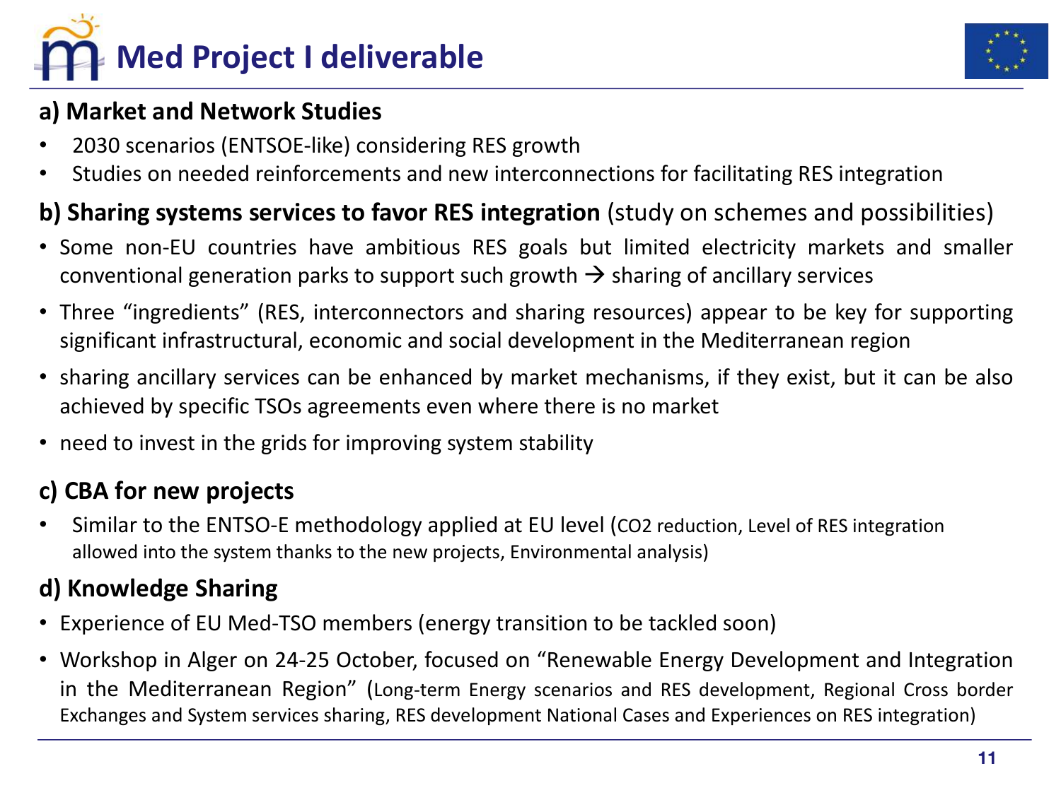# Med Project I deliverable

## a) Market and Network Studies

- 2030 scenarios (ENTSOE-like) considering RES growth
- Studies on needed reinforcements and new interconnections for facilitating RES integration

## b) Sharing systems services to favor RES integration (study on schemes and possibilities)

- Some non-EU countries have ambitious RES goals but limited electricity markets and smaller conventional generation parks to support such growth → sharing of ancillary services
- Three "ingredients" (RES, interconnectors and sharing resources) appear to be key for supporting significant infrastructural, economic and social development in the Mediterranean region
- sharing ancillary services can be enhanced by market mechanisms, if they exist, but it can be also achieved by specific TSOs agreements even where there is no market
- need to invest in the grids for improving system stability

## c) CBA for new projects

- Similar to the ENTSO-E methodology applied at EU level (CO2 reduction, Level of RES integration allowed into the system thanks to the new projects, Environmental analysis)

## d) Knowledge Sharing

- Experience of EU Med-TSO members (energy transition to be tackled soon)
- Workshop in Alger on 24-25 October, focused on "Renewable Energy Development and Integration in the Mediterranean Region" (Long-term Energy scenarios and RES development, Regional Cross border Exchanges and System services sharing, RES development National Cases and Experiences on RES integration)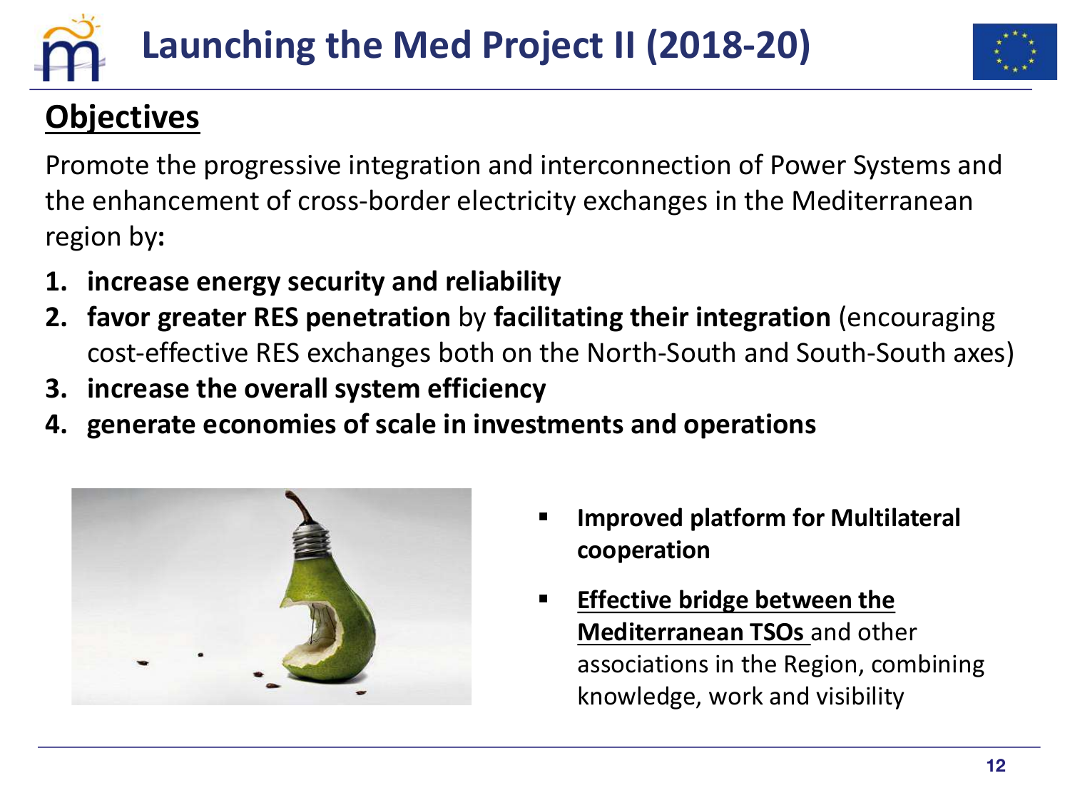# Launching the Med Project II (2018-20)

## Objectives

Promote the progressive integration and interconnection of Power Systems and the enhancement of cross-border electricity exchanges in the Mediterranean region by:

1. **increase energy security and reliability**
2. **favor greater RES penetration** by **facilitating their integration** (encouraging cost-effective RES exchanges both on the North-South and South-South axes)
3. **increase the overall system efficiency**
4. **generate economies of scale in investments and operations**

- **Improved platform for Multilateral cooperation**
- **Effective bridge between the Mediterranean TSOs** and other associations in the Region, combining knowledge, work and visibility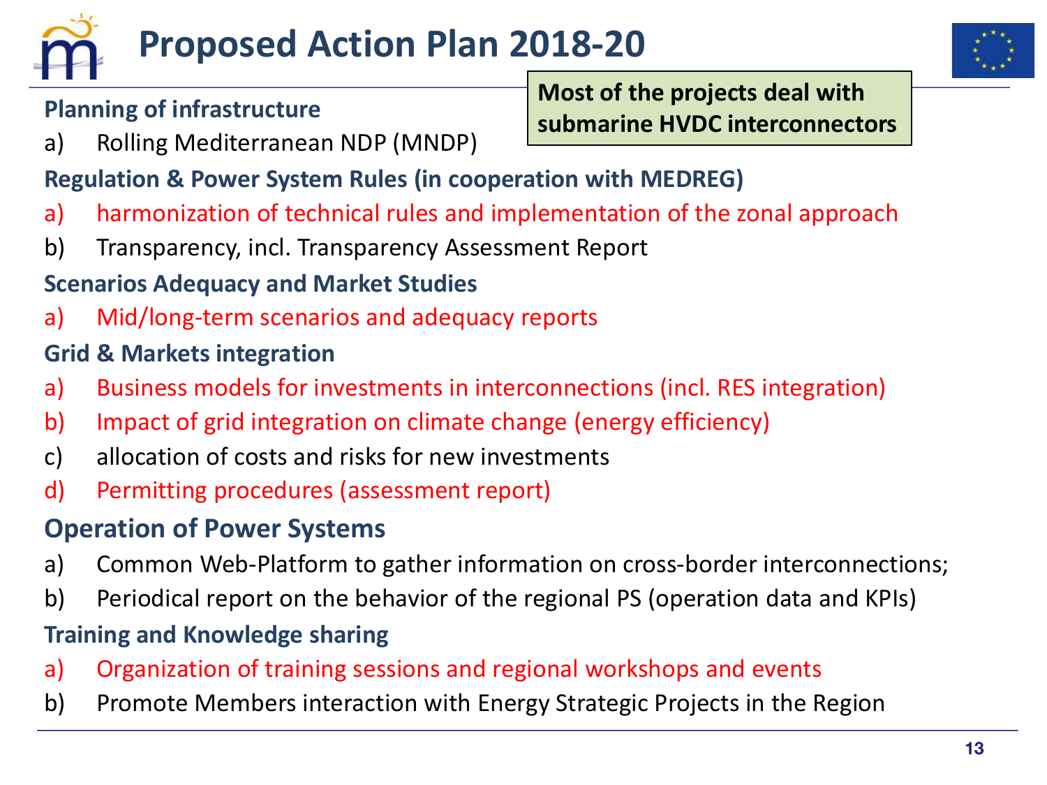# Proposed Action Plan 2018-20

**Most of the projects deal with submarine HVDC interconnectors**

**Planning of infrastructure**

a) Rolling Mediterranean NDP (MNDP)

**Regulation & Power System Rules (in cooperation with MEDREG)**

a) harmonization of technical rules and implementation of the zonal approach
b) Transparency, incl. Transparency Assessment Report

**Scenarios Adequacy and Market Studies**

a) Mid/long-term scenarios and adequacy reports

**Grid & Markets integration**

a) Business models for investments in interconnections (incl. RES integration)
b) Impact of grid integration on climate change (energy efficiency)
c) allocation of costs and risks for new investments
d) Permitting procedures (assessment report)

## Operation of Power Systems

a) Common Web-Platform to gather information on cross-border interconnections;
b) Periodical report on the behavior of the regional PS (operation data and KPIs)

**Training and Knowledge sharing**

a) Organization of training sessions and regional workshops and events
b) Promote Members interaction with Energy Strategic Projects in the Region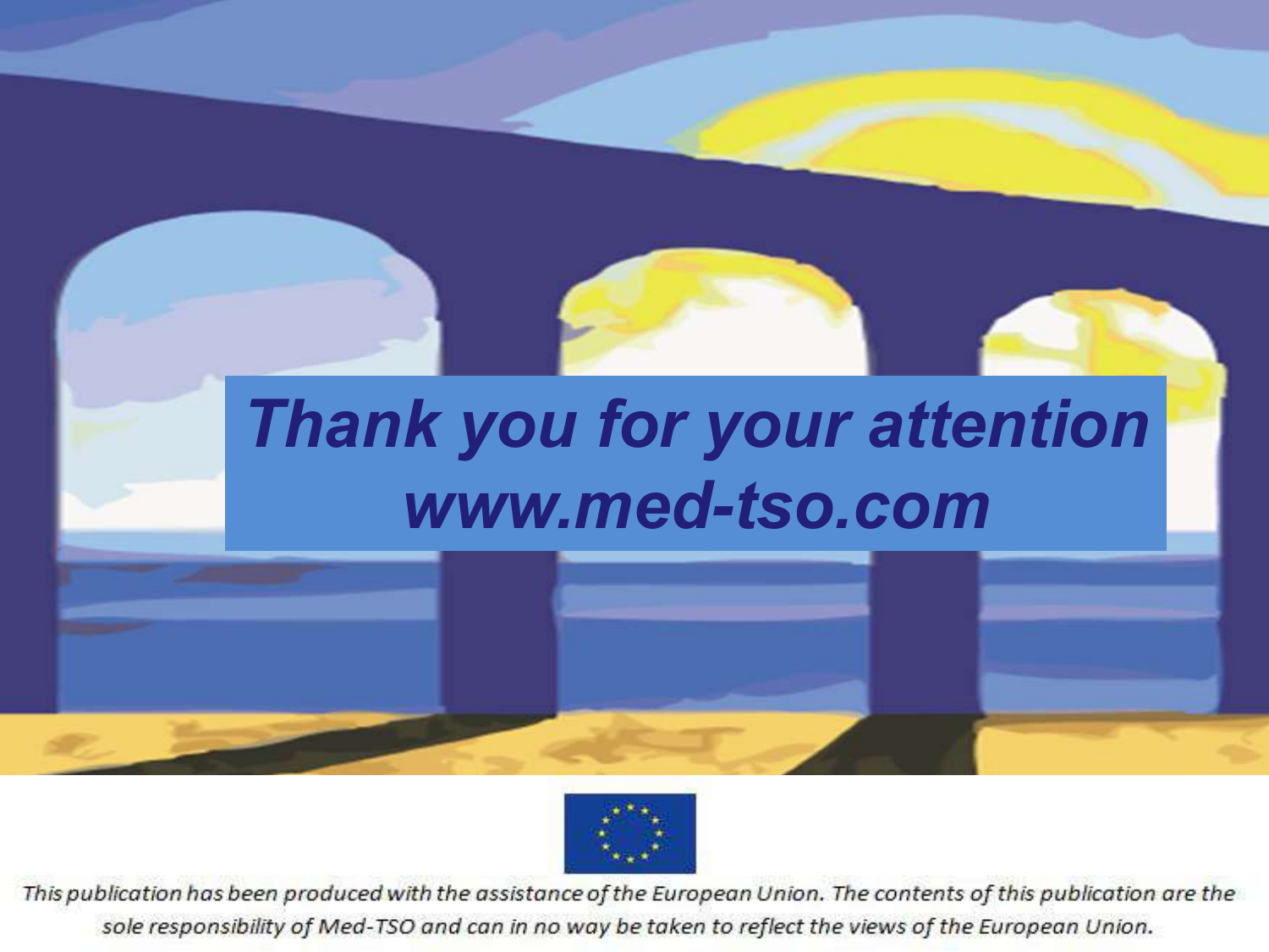***Thank you for your attention***
***www.med-tso.com***

*This publication has been produced with the assistance of the European Union. The contents of this publication are the sole responsibility of Med-TSO and can in no way be taken to reflect the views of the European Union.*